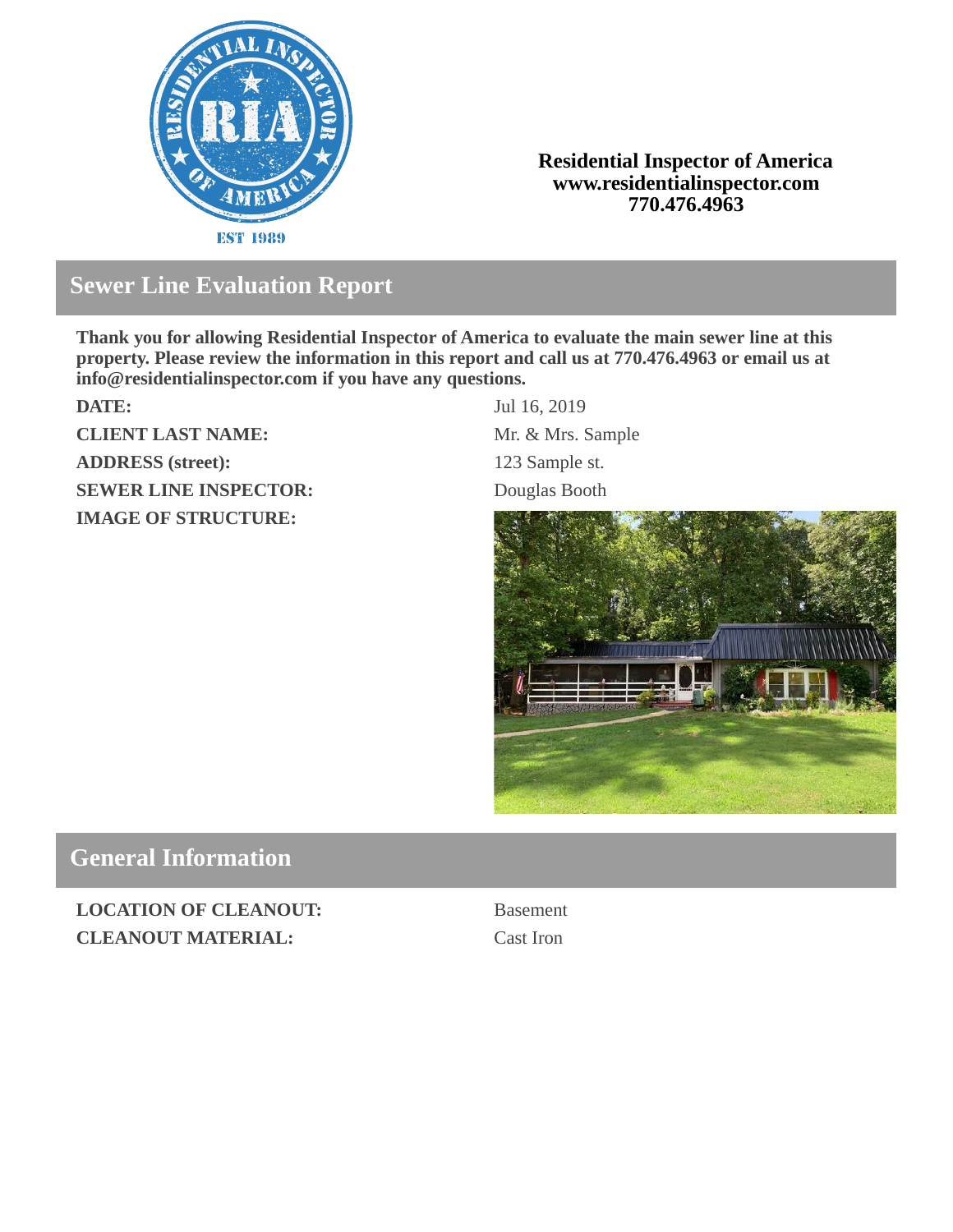**Residential Inspector of America**
**www.residentialinspector.com**
**770.476.4963**

## Sewer Line Evaluation Report

**Thank you for allowing Residential Inspector of America to evaluate the main sewer line at this property. Please review the information in this report and call us at 770.476.4963 or email us at info@residentialinspector.com if you have any questions.**

| | |
|---|---|
| **DATE:** | Jul 16, 2019 |
| **CLIENT LAST NAME:** | Mr. & Mrs. Sample |
| **ADDRESS (street):** | 123 Sample st. |
| **SEWER LINE INSPECTOR:** | Douglas Booth |
| **IMAGE OF STRUCTURE:** | |

## General Information

| | |
|---|---|
| **LOCATION OF CLEANOUT:** | Basement |
| **CLEANOUT MATERIAL:** | Cast Iron |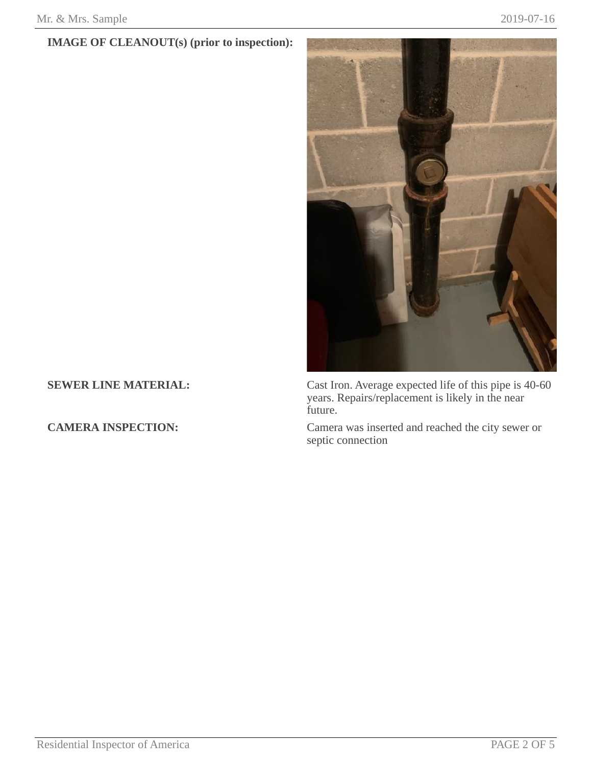**IMAGE OF CLEANOUT(s) (prior to inspection):**

**SEWER LINE MATERIAL:** Cast Iron. Average expected life of this pipe is 40-60 years. Repairs/replacement is likely in the near future.

**CAMERA INSPECTION:** Camera was inserted and reached the city sewer or septic connection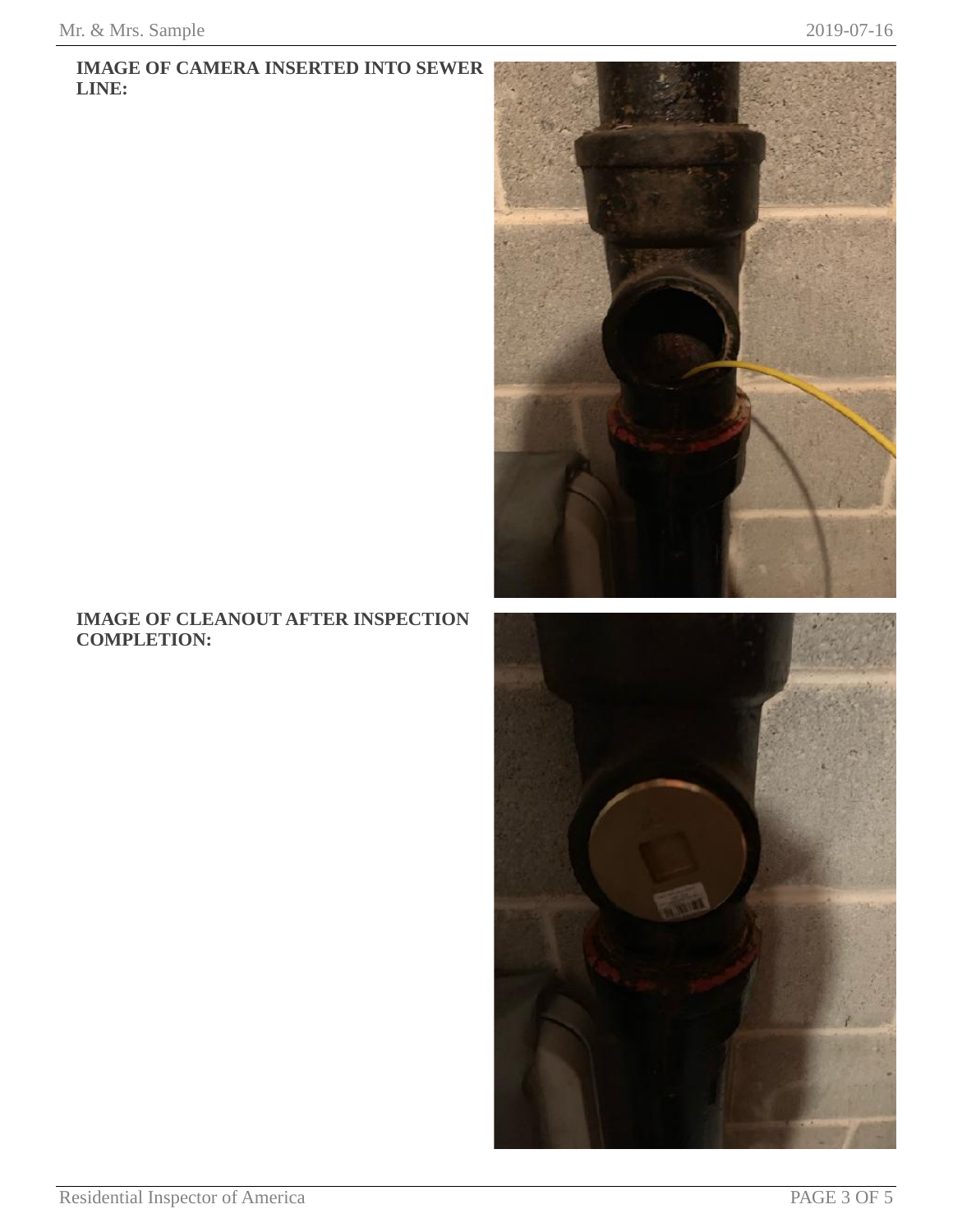**IMAGE OF CAMERA INSERTED INTO SEWER LINE:**

**IMAGE OF CLEANOUT AFTER INSPECTION COMPLETION:**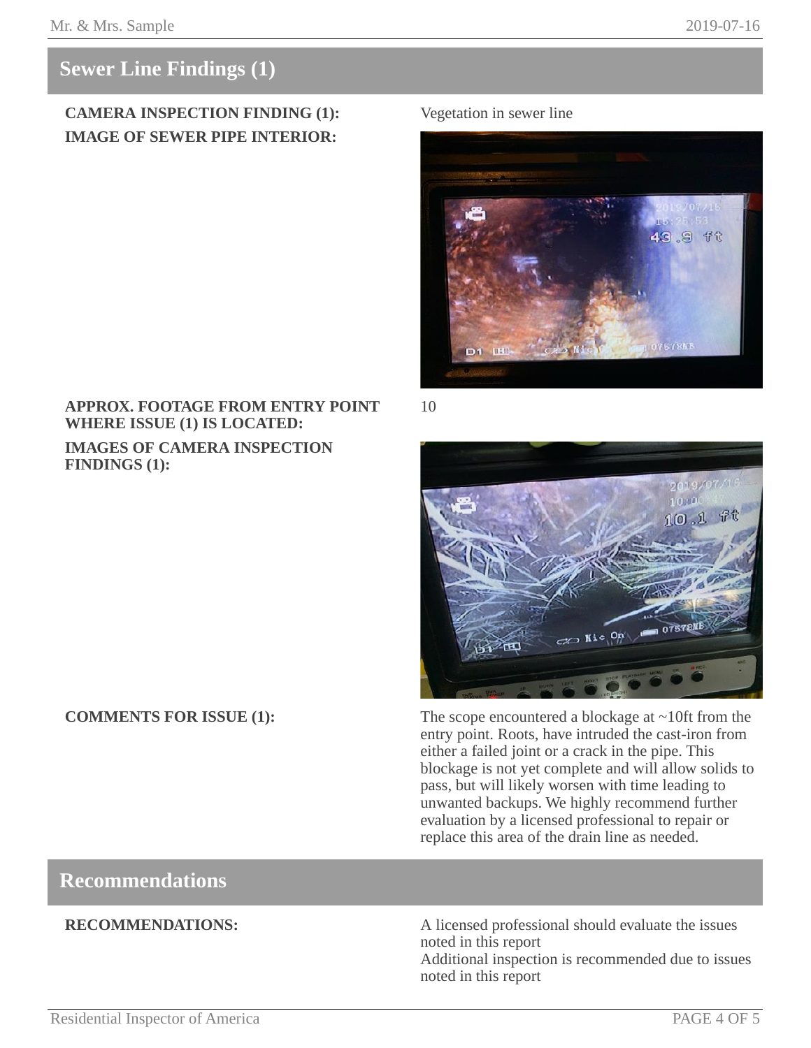## Sewer Line Findings (1)

**CAMERA INSPECTION FINDING (1):** Vegetation in sewer line

**IMAGE OF SEWER PIPE INTERIOR:**

**APPROX. FOOTAGE FROM ENTRY POINT WHERE ISSUE (1) IS LOCATED:** 10

**IMAGES OF CAMERA INSPECTION FINDINGS (1):**

**COMMENTS FOR ISSUE (1):** The scope encountered a blockage at ~10ft from the entry point. Roots, have intruded the cast-iron from either a failed joint or a crack in the pipe. This blockage is not yet complete and will allow solids to pass, but will likely worsen with time leading to unwanted backups. We highly recommend further evaluation by a licensed professional to repair or replace this area of the drain line as needed.

## Recommendations

**RECOMMENDATIONS:** A licensed professional should evaluate the issues noted in this report
Additional inspection is recommended due to issues noted in this report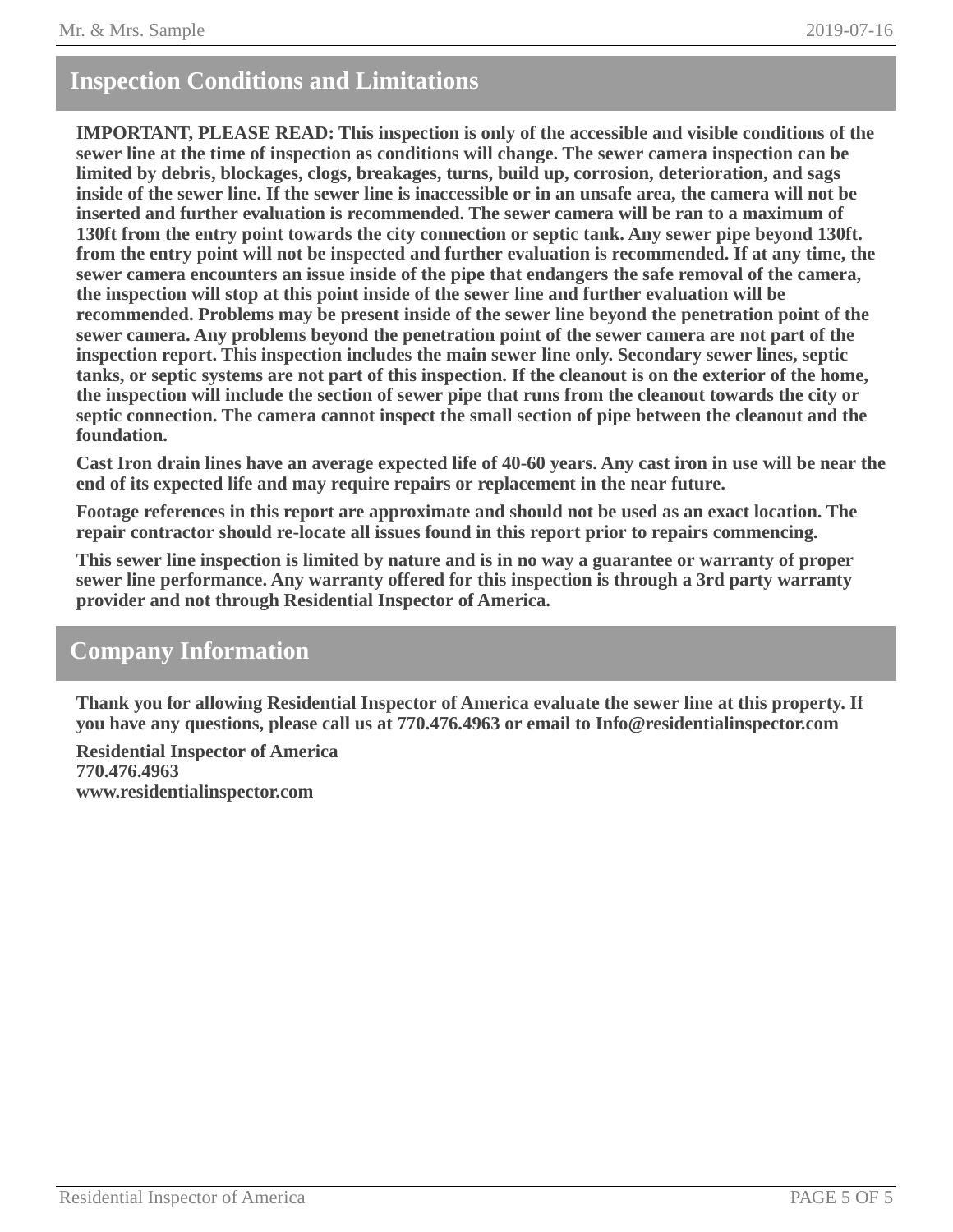## Inspection Conditions and Limitations

**IMPORTANT, PLEASE READ: This inspection is only of the accessible and visible conditions of the sewer line at the time of inspection as conditions will change. The sewer camera inspection can be limited by debris, blockages, clogs, breakages, turns, build up, corrosion, deterioration, and sags inside of the sewer line. If the sewer line is inaccessible or in an unsafe area, the camera will not be inserted and further evaluation is recommended. The sewer camera will be ran to a maximum of 130ft from the entry point towards the city connection or septic tank. Any sewer pipe beyond 130ft. from the entry point will not be inspected and further evaluation is recommended. If at any time, the sewer camera encounters an issue inside of the pipe that endangers the safe removal of the camera, the inspection will stop at this point inside of the sewer line and further evaluation will be recommended. Problems may be present inside of the sewer line beyond the penetration point of the sewer camera. Any problems beyond the penetration point of the sewer camera are not part of the inspection report. This inspection includes the main sewer line only. Secondary sewer lines, septic tanks, or septic systems are not part of this inspection. If the cleanout is on the exterior of the home, the inspection will include the section of sewer pipe that runs from the cleanout towards the city or septic connection. The camera cannot inspect the small section of pipe between the cleanout and the foundation.**

**Cast Iron drain lines have an average expected life of 40-60 years. Any cast iron in use will be near the end of its expected life and may require repairs or replacement in the near future.**

**Footage references in this report are approximate and should not be used as an exact location. The repair contractor should re-locate all issues found in this report prior to repairs commencing.**

**This sewer line inspection is limited by nature and is in no way a guarantee or warranty of proper sewer line performance. Any warranty offered for this inspection is through a 3rd party warranty provider and not through Residential Inspector of America.**

## Company Information

**Thank you for allowing Residential Inspector of America evaluate the sewer line at this property. If you have any questions, please call us at 770.476.4963 or email to Info@residentialinspector.com**

**Residential Inspector of America**
**770.476.4963**
**www.residentialinspector.com**